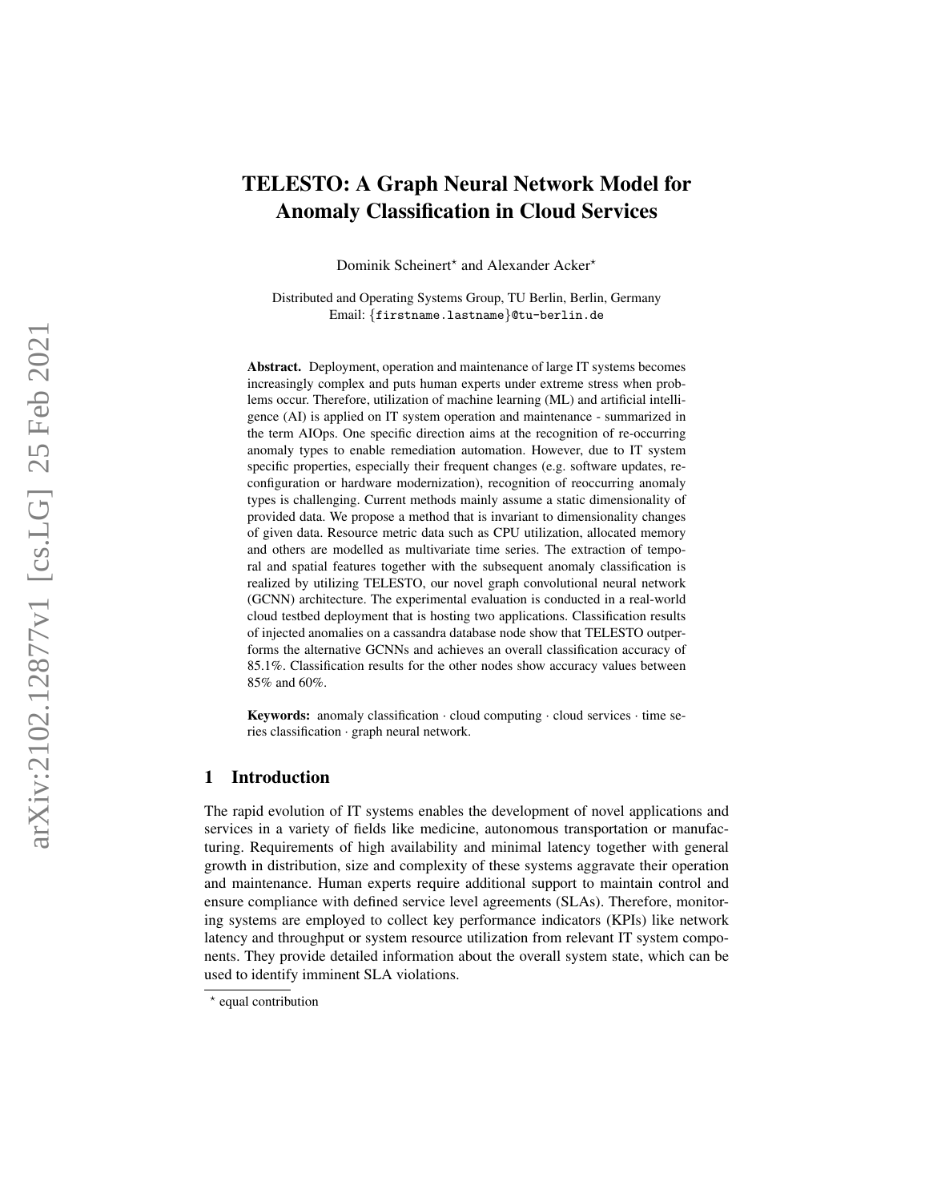# TELESTO: A Graph Neural Network Model for Anomaly Classification in Cloud Services

Dominik Scheinert* and Alexander Acker*

Distributed and Operating Systems Group, TU Berlin, Berlin, Germany
Email: {firstname.lastname}@tu-berlin.de

**Abstract.** Deployment, operation and maintenance of large IT systems becomes increasingly complex and puts human experts under extreme stress when problems occur. Therefore, utilization of machine learning (ML) and artificial intelligence (AI) is applied on IT system operation and maintenance - summarized in the term AIOps. One specific direction aims at the recognition of re-occurring anomaly types to enable remediation automation. However, due to IT system specific properties, especially their frequent changes (e.g. software updates, reconfiguration or hardware modernization), recognition of reoccurring anomaly types is challenging. Current methods mainly assume a static dimensionality of provided data. We propose a method that is invariant to dimensionality changes of given data. Resource metric data such as CPU utilization, allocated memory and others are modelled as multivariate time series. The extraction of temporal and spatial features together with the subsequent anomaly classification is realized by utilizing TELESTO, our novel graph convolutional neural network (GCNN) architecture. The experimental evaluation is conducted in a real-world cloud testbed deployment that is hosting two applications. Classification results of injected anomalies on a cassandra database node show that TELESTO outperforms the alternative GCNNs and achieves an overall classification accuracy of 85.1%. Classification results for the other nodes show accuracy values between 85% and 60%.

**Keywords:** anomaly classification · cloud computing · cloud services · time series classification · graph neural network.

## 1 Introduction

The rapid evolution of IT systems enables the development of novel applications and services in a variety of fields like medicine, autonomous transportation or manufacturing. Requirements of high availability and minimal latency together with general growth in distribution, size and complexity of these systems aggravate their operation and maintenance. Human experts require additional support to maintain control and ensure compliance with defined service level agreements (SLAs). Therefore, monitoring systems are employed to collect key performance indicators (KPIs) like network latency and throughput or system resource utilization from relevant IT system components. They provide detailed information about the overall system state, which can be used to identify imminent SLA violations.

* equal contribution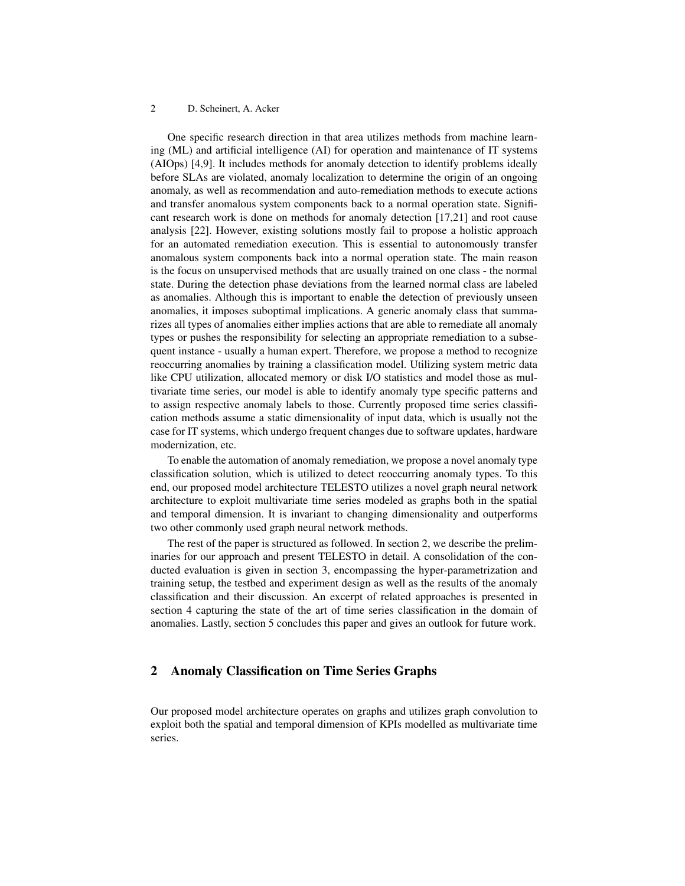One specific research direction in that area utilizes methods from machine learning (ML) and artificial intelligence (AI) for operation and maintenance of IT systems (AIOps) [4,9]. It includes methods for anomaly detection to identify problems ideally before SLAs are violated, anomaly localization to determine the origin of an ongoing anomaly, as well as recommendation and auto-remediation methods to execute actions and transfer anomalous system components back to a normal operation state. Significant research work is done on methods for anomaly detection [17,21] and root cause analysis [22]. However, existing solutions mostly fail to propose a holistic approach for an automated remediation execution. This is essential to autonomously transfer anomalous system components back into a normal operation state. The main reason is the focus on unsupervised methods that are usually trained on one class - the normal state. During the detection phase deviations from the learned normal class are labeled as anomalies. Although this is important to enable the detection of previously unseen anomalies, it imposes suboptimal implications. A generic anomaly class that summarizes all types of anomalies either implies actions that are able to remediate all anomaly types or pushes the responsibility for selecting an appropriate remediation to a subsequent instance - usually a human expert. Therefore, we propose a method to recognize reoccurring anomalies by training a classification model. Utilizing system metric data like CPU utilization, allocated memory or disk I/O statistics and model those as multivariate time series, our model is able to identify anomaly type specific patterns and to assign respective anomaly labels to those. Currently proposed time series classification methods assume a static dimensionality of input data, which is usually not the case for IT systems, which undergo frequent changes due to software updates, hardware modernization, etc.

To enable the automation of anomaly remediation, we propose a novel anomaly type classification solution, which is utilized to detect reoccurring anomaly types. To this end, our proposed model architecture TELESTO utilizes a novel graph neural network architecture to exploit multivariate time series modeled as graphs both in the spatial and temporal dimension. It is invariant to changing dimensionality and outperforms two other commonly used graph neural network methods.

The rest of the paper is structured as followed. In section 2, we describe the preliminaries for our approach and present TELESTO in detail. A consolidation of the conducted evaluation is given in section 3, encompassing the hyper-parametrization and training setup, the testbed and experiment design as well as the results of the anomaly classification and their discussion. An excerpt of related approaches is presented in section 4 capturing the state of the art of time series classification in the domain of anomalies. Lastly, section 5 concludes this paper and gives an outlook for future work.

## 2 Anomaly Classification on Time Series Graphs

Our proposed model architecture operates on graphs and utilizes graph convolution to exploit both the spatial and temporal dimension of KPIs modelled as multivariate time series.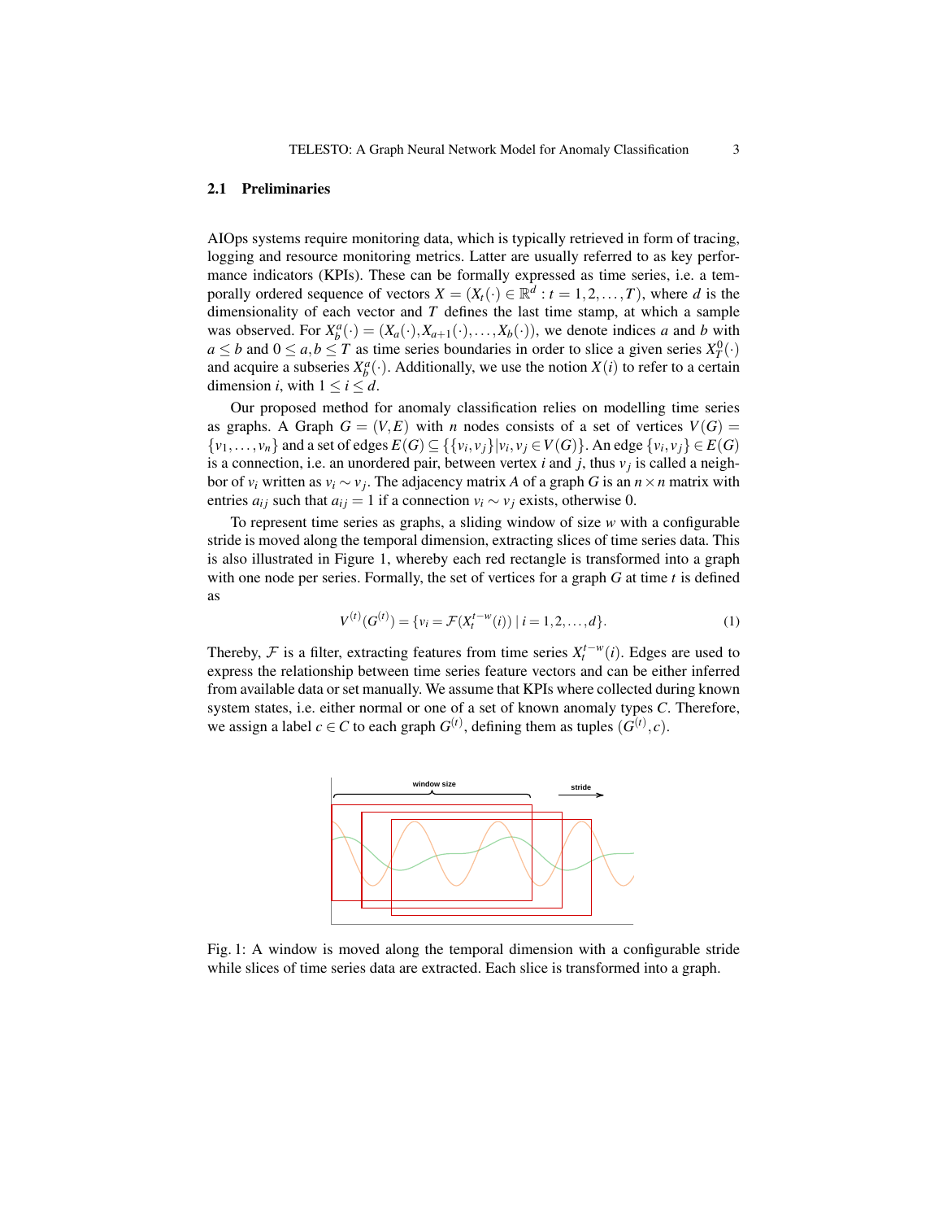### 2.1 Preliminaries

AIOps systems require monitoring data, which is typically retrieved in form of tracing, logging and resource monitoring metrics. Latter are usually referred to as key performance indicators (KPIs). These can be formally expressed as time series, i.e. a temporally ordered sequence of vectors $X = (X_t(\cdot) \in \mathbb{R}^d : t = 1, 2, \ldots, T)$, where $d$ is the dimensionality of each vector and $T$ defines the last time stamp, at which a sample was observed. For $X_b^a(\cdot) = (X_a(\cdot), X_{a+1}(\cdot), \ldots, X_b(\cdot))$, we denote indices $a$ and $b$ with $a \leq b$ and $0 \leq a, b \leq T$ as time series boundaries in order to slice a given series $X_T^0(\cdot)$ and acquire a subseries $X_b^a(\cdot)$. Additionally, we use the notion $X(i)$ to refer to a certain dimension $i$, with $1 \leq i \leq d$.

Our proposed method for anomaly classification relies on modelling time series as graphs. A Graph $G = (V, E)$ with $n$ nodes consists of a set of vertices $V(G) = \{v_1, \ldots, v_n\}$ and a set of edges $E(G) \subseteq \{\{v_i, v_j\} | v_i, v_j \in V(G)\}$. An edge $\{v_i, v_j\} \in E(G)$ is a connection, i.e. an unordered pair, between vertex $i$ and $j$, thus $v_j$ is called a neighbor of $v_i$ written as $v_i \sim v_j$. The adjacency matrix $A$ of a graph $G$ is an $n \times n$ matrix with entries $a_{ij}$ such that $a_{ij} = 1$ if a connection $v_i \sim v_j$ exists, otherwise 0.

To represent time series as graphs, a sliding window of size $w$ with a configurable stride is moved along the temporal dimension, extracting slices of time series data. This is also illustrated in Figure 1, whereby each red rectangle is transformed into a graph with one node per series. Formally, the set of vertices for a graph $G$ at time $t$ is defined as

$$V^{(t)}(G^{(t)}) = \{v_i = \mathcal{F}(X_t^{t-w}(i)) \mid i = 1, 2, \ldots, d\}. \tag{1}$$

Thereby, $\mathcal{F}$ is a filter, extracting features from time series $X_t^{t-w}(i)$. Edges are used to express the relationship between time series feature vectors and can be either inferred from available data or set manually. We assume that KPIs where collected during known system states, i.e. either normal or one of a set of known anomaly types $C$. Therefore, we assign a label $c \in C$ to each graph $G^{(t)}$, defining them as tuples $(G^{(t)}, c)$.

Fig. 1: A window is moved along the temporal dimension with a configurable stride while slices of time series data are extracted. Each slice is transformed into a graph.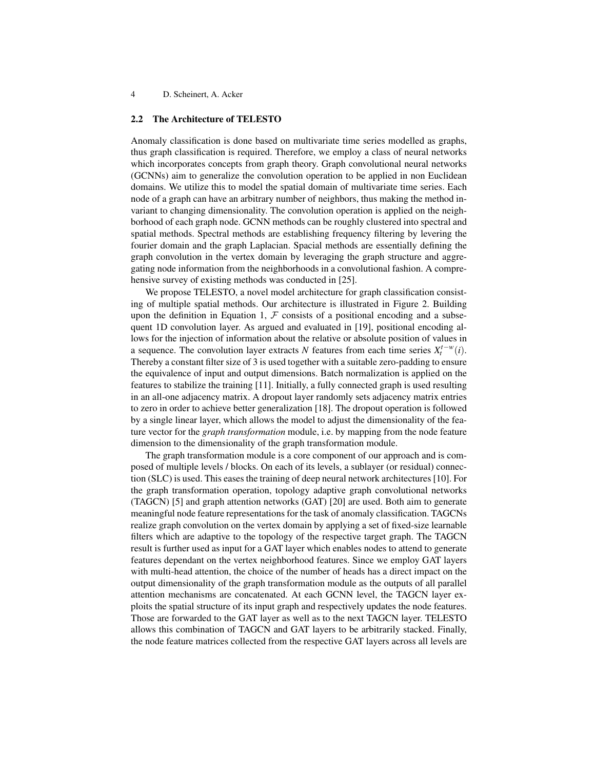### 2.2 The Architecture of TELESTO

Anomaly classification is done based on multivariate time series modelled as graphs, thus graph classification is required. Therefore, we employ a class of neural networks which incorporates concepts from graph theory. Graph convolutional neural networks (GCNNs) aim to generalize the convolution operation to be applied in non Euclidean domains. We utilize this to model the spatial domain of multivariate time series. Each node of a graph can have an arbitrary number of neighbors, thus making the method invariant to changing dimensionality. The convolution operation is applied on the neighborhood of each graph node. GCNN methods can be roughly clustered into spectral and spatial methods. Spectral methods are establishing frequency filtering by levering the fourier domain and the graph Laplacian. Spacial methods are essentially defining the graph convolution in the vertex domain by leveraging the graph structure and aggregating node information from the neighborhoods in a convolutional fashion. A comprehensive survey of existing methods was conducted in [25].

We propose TELESTO, a novel model architecture for graph classification consisting of multiple spatial methods. Our architecture is illustrated in Figure 2. Building upon the definition in Equation 1, $\mathcal{F}$ consists of a positional encoding and a subsequent 1D convolution layer. As argued and evaluated in [19], positional encoding allows for the injection of information about the relative or absolute position of values in a sequence. The convolution layer extracts $N$ features from each time series $X_t^{t-w}(i)$. Thereby a constant filter size of 3 is used together with a suitable zero-padding to ensure the equivalence of input and output dimensions. Batch normalization is applied on the features to stabilize the training [11]. Initially, a fully connected graph is used resulting in an all-one adjacency matrix. A dropout layer randomly sets adjacency matrix entries to zero in order to achieve better generalization [18]. The dropout operation is followed by a single linear layer, which allows the model to adjust the dimensionality of the feature vector for the *graph transformation* module, i.e. by mapping from the node feature dimension to the dimensionality of the graph transformation module.

The graph transformation module is a core component of our approach and is composed of multiple levels / blocks. On each of its levels, a sublayer (or residual) connection (SLC) is used. This eases the training of deep neural network architectures [10]. For the graph transformation operation, topology adaptive graph convolutional networks (TAGCN) [5] and graph attention networks (GAT) [20] are used. Both aim to generate meaningful node feature representations for the task of anomaly classification. TAGCNs realize graph convolution on the vertex domain by applying a set of fixed-size learnable filters which are adaptive to the topology of the respective target graph. The TAGCN result is further used as input for a GAT layer which enables nodes to attend to generate features dependant on the vertex neighborhood features. Since we employ GAT layers with multi-head attention, the choice of the number of heads has a direct impact on the output dimensionality of the graph transformation module as the outputs of all parallel attention mechanisms are concatenated. At each GCNN level, the TAGCN layer exploits the spatial structure of its input graph and respectively updates the node features. Those are forwarded to the GAT layer as well as to the next TAGCN layer. TELESTO allows this combination of TAGCN and GAT layers to be arbitrarily stacked. Finally, the node feature matrices collected from the respective GAT layers across all levels are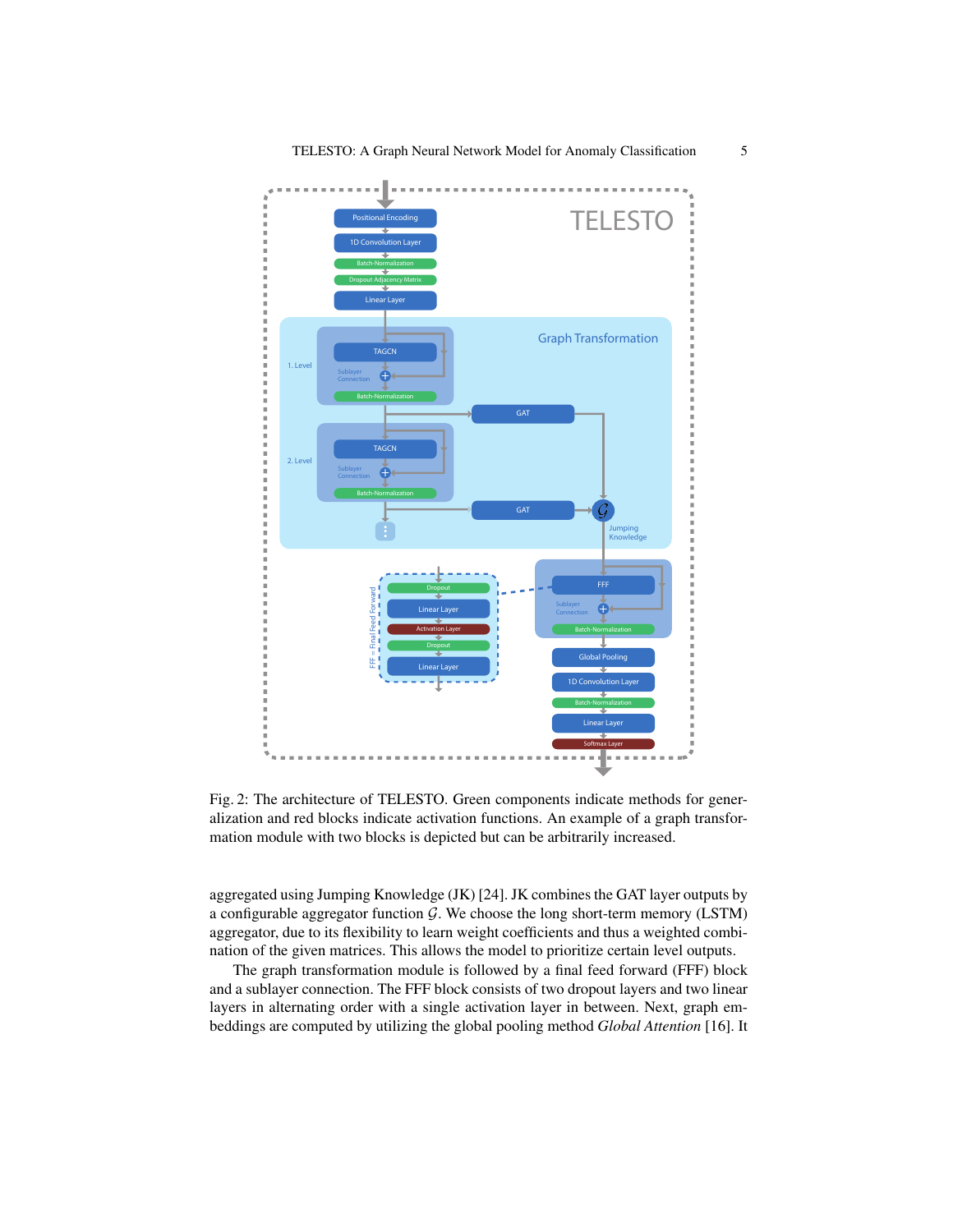Fig. 2: The architecture of TELESTO. Green components indicate methods for generalization and red blocks indicate activation functions. An example of a graph transformation module with two blocks is depicted but can be arbitrarily increased.

aggregated using Jumping Knowledge (JK) [24]. JK combines the GAT layer outputs by a configurable aggregator function $\mathcal{G}$. We choose the long short-term memory (LSTM) aggregator, due to its flexibility to learn weight coefficients and thus a weighted combination of the given matrices. This allows the model to prioritize certain level outputs.

The graph transformation module is followed by a final feed forward (FFF) block and a sublayer connection. The FFF block consists of two dropout layers and two linear layers in alternating order with a single activation layer in between. Next, graph embeddings are computed by utilizing the global pooling method *Global Attention* [16]. It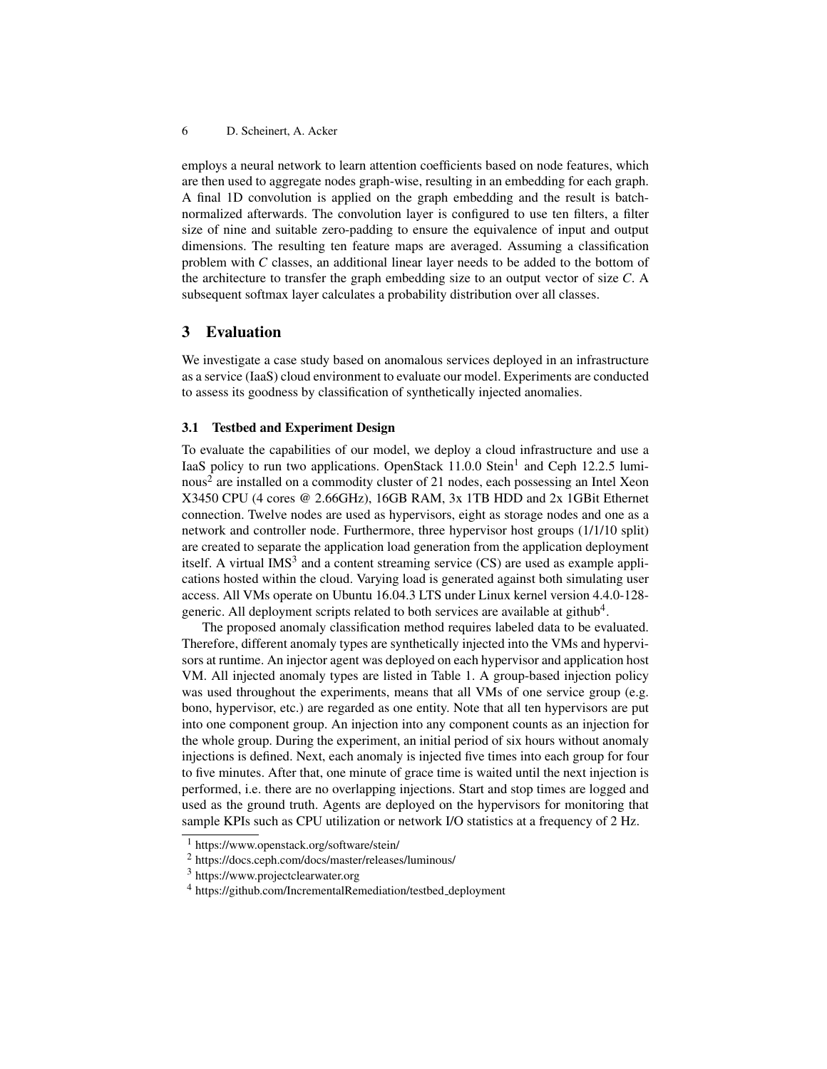employs a neural network to learn attention coefficients based on node features, which are then used to aggregate nodes graph-wise, resulting in an embedding for each graph. A final 1D convolution is applied on the graph embedding and the result is batch-normalized afterwards. The convolution layer is configured to use ten filters, a filter size of nine and suitable zero-padding to ensure the equivalence of input and output dimensions. The resulting ten feature maps are averaged. Assuming a classification problem with $C$ classes, an additional linear layer needs to be added to the bottom of the architecture to transfer the graph embedding size to an output vector of size $C$. A subsequent softmax layer calculates a probability distribution over all classes.

## 3 Evaluation

We investigate a case study based on anomalous services deployed in an infrastructure as a service (IaaS) cloud environment to evaluate our model. Experiments are conducted to assess its goodness by classification of synthetically injected anomalies.

### 3.1 Testbed and Experiment Design

To evaluate the capabilities of our model, we deploy a cloud infrastructure and use a IaaS policy to run two applications. OpenStack 11.0.0 Stein[1] and Ceph 12.2.5 luminous[2] are installed on a commodity cluster of 21 nodes, each possessing an Intel Xeon X3450 CPU (4 cores @ 2.66GHz), 16GB RAM, 3x 1TB HDD and 2x 1GBit Ethernet connection. Twelve nodes are used as hypervisors, eight as storage nodes and one as a network and controller node. Furthermore, three hypervisor host groups (1/1/10 split) are created to separate the application load generation from the application deployment itself. A virtual IMS[3] and a content streaming service (CS) are used as example applications hosted within the cloud. Varying load is generated against both simulating user access. All VMs operate on Ubuntu 16.04.3 LTS under Linux kernel version 4.4.0-128-generic. All deployment scripts related to both services are available at github[4].

The proposed anomaly classification method requires labeled data to be evaluated. Therefore, different anomaly types are synthetically injected into the VMs and hypervisors at runtime. An injector agent was deployed on each hypervisor and application host VM. All injected anomaly types are listed in Table 1. A group-based injection policy was used throughout the experiments, means that all VMs of one service group (e.g. bono, hypervisor, etc.) are regarded as one entity. Note that all ten hypervisors are put into one component group. An injection into any component counts as an injection for the whole group. During the experiment, an initial period of six hours without anomaly injections is defined. Next, each anomaly is injected five times into each group for four to five minutes. After that, one minute of grace time is waited until the next injection is performed, i.e. there are no overlapping injections. Start and stop times are logged and used as the ground truth. Agents are deployed on the hypervisors for monitoring that sample KPIs such as CPU utilization or network I/O statistics at a frequency of 2 Hz.

[1] https://www.openstack.org/software/stein/

[2] https://docs.ceph.com/docs/master/releases/luminous/

[3] https://www.projectclearwater.org

[4] https://github.com/IncrementalRemediation/testbed_deployment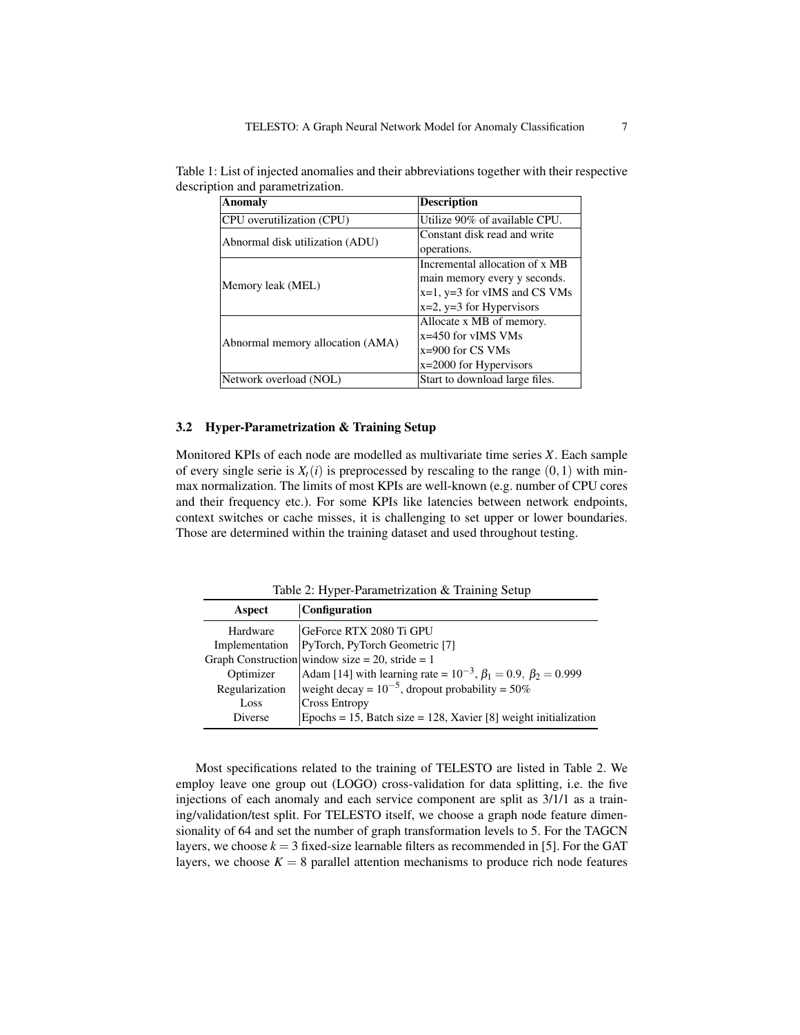Table 1: List of injected anomalies and their abbreviations together with their respective description and parametrization.

| Anomaly | Description |
| --- | --- |
| CPU overutilization (CPU) | Utilize 90% of available CPU. |
| Abnormal disk utilization (ADU) | Constant disk read and write operations. |
| Memory leak (MEL) | Incremental allocation of x MB main memory every y seconds. x=1, y=3 for vIMS and CS VMs x=2, y=3 for Hypervisors |
| Abnormal memory allocation (AMA) | Allocate x MB of memory. x=450 for vIMS VMs x=900 for CS VMs x=2000 for Hypervisors |
| Network overload (NOL) | Start to download large files. |

### 3.2 Hyper-Parametrization & Training Setup

Monitored KPIs of each node are modelled as multivariate time series $X$. Each sample of every single serie is $X_t(i)$ is preprocessed by rescaling to the range $(0,1)$ with min-max normalization. The limits of most KPIs are well-known (e.g. number of CPU cores and their frequency etc.). For some KPIs like latencies between network endpoints, context switches or cache misses, it is challenging to set upper or lower boundaries. Those are determined within the training dataset and used throughout testing.

Table 2: Hyper-Parametrization & Training Setup

| Aspect | Configuration |
| --- | --- |
| Hardware | GeForce RTX 2080 Ti GPU |
| Implementation | PyTorch, PyTorch Geometric [7] |
| Graph Construction | window size = 20, stride = 1 |
| Optimizer | Adam [14] with learning rate = $10^{-3}$, $\beta_1 = 0.9$, $\beta_2 = 0.999$ |
| Regularization | weight decay = $10^{-5}$, dropout probability = 50% |
| Loss | Cross Entropy |
| Diverse | Epochs = 15, Batch size = 128, Xavier [8] weight initialization |

Most specifications related to the training of TELESTO are listed in Table 2. We employ leave one group out (LOGO) cross-validation for data splitting, i.e. the five injections of each anomaly and each service component are split as 3/1/1 as a training/validation/test split. For TELESTO itself, we choose a graph node feature dimensionality of 64 and set the number of graph transformation levels to 5. For the TAGCN layers, we choose $k = 3$ fixed-size learnable filters as recommended in [5]. For the GAT layers, we choose $K = 8$ parallel attention mechanisms to produce rich node features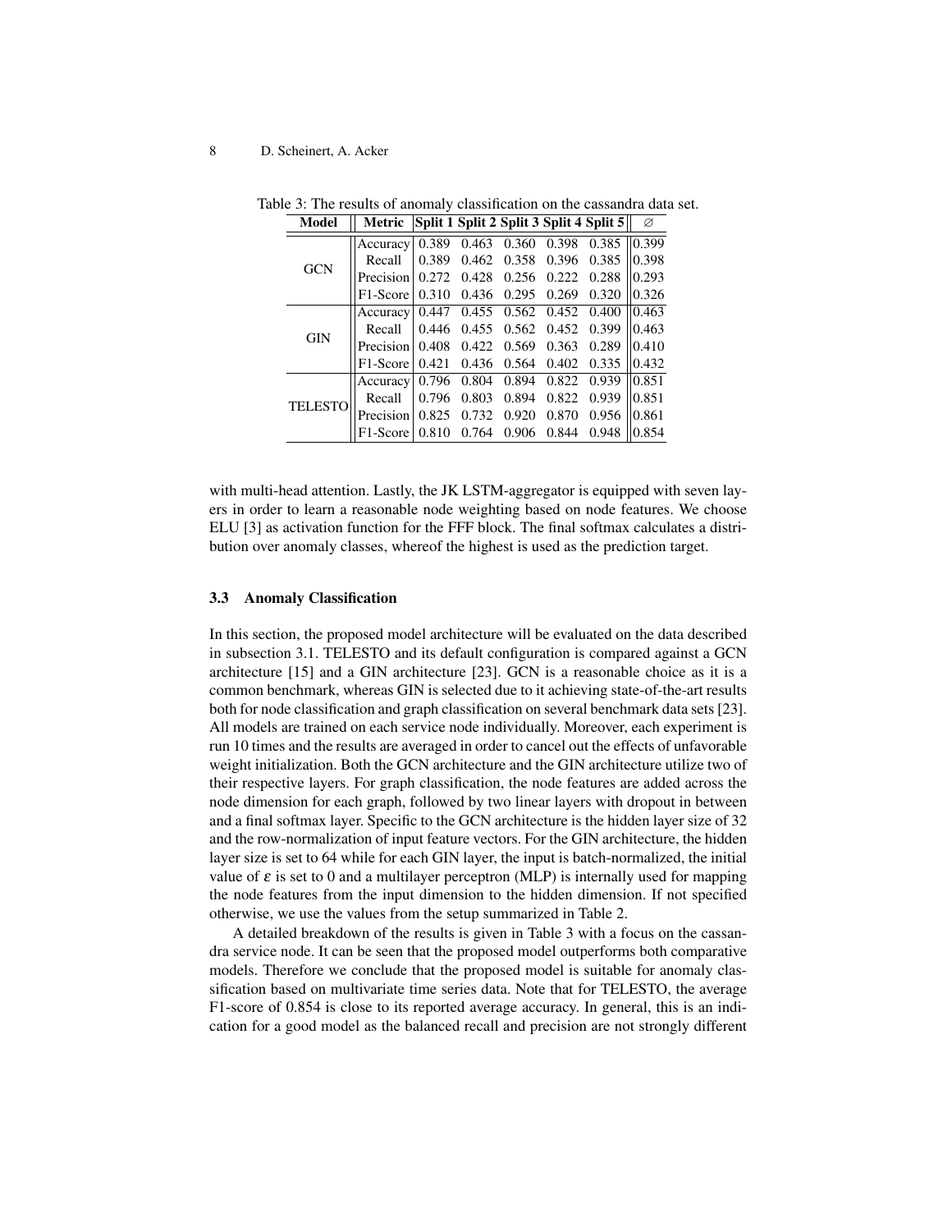Table 3: The results of anomaly classification on the cassandra data set.

| Model | Metric | Split 1 | Split 2 | Split 3 | Split 4 | Split 5 | ∅ |
|---|---|---|---|---|---|---|---|
| GCN | Accuracy | 0.389 | 0.463 | 0.360 | 0.398 | 0.385 | 0.399 |
| | Recall | 0.389 | 0.462 | 0.358 | 0.396 | 0.385 | 0.398 |
| | Precision | 0.272 | 0.428 | 0.256 | 0.222 | 0.288 | 0.293 |
| | F1-Score | 0.310 | 0.436 | 0.295 | 0.269 | 0.320 | 0.326 |
| GIN | Accuracy | 0.447 | 0.455 | 0.562 | 0.452 | 0.400 | 0.463 |
| | Recall | 0.446 | 0.455 | 0.562 | 0.452 | 0.399 | 0.463 |
| | Precision | 0.408 | 0.422 | 0.569 | 0.363 | 0.289 | 0.410 |
| | F1-Score | 0.421 | 0.436 | 0.564 | 0.402 | 0.335 | 0.432 |
| TELESTO | Accuracy | 0.796 | 0.804 | 0.894 | 0.822 | 0.939 | 0.851 |
| | Recall | 0.796 | 0.803 | 0.894 | 0.822 | 0.939 | 0.851 |
| | Precision | 0.825 | 0.732 | 0.920 | 0.870 | 0.956 | 0.861 |
| | F1-Score | 0.810 | 0.764 | 0.906 | 0.844 | 0.948 | 0.854 |

with multi-head attention. Lastly, the JK LSTM-aggregator is equipped with seven layers in order to learn a reasonable node weighting based on node features. We choose ELU [3] as activation function for the FFF block. The final softmax calculates a distribution over anomaly classes, whereof the highest is used as the prediction target.

### 3.3 Anomaly Classification

In this section, the proposed model architecture will be evaluated on the data described in subsection 3.1. TELESTO and its default configuration is compared against a GCN architecture [15] and a GIN architecture [23]. GCN is a reasonable choice as it is a common benchmark, whereas GIN is selected due to it achieving state-of-the-art results both for node classification and graph classification on several benchmark data sets [23]. All models are trained on each service node individually. Moreover, each experiment is run 10 times and the results are averaged in order to cancel out the effects of unfavorable weight initialization. Both the GCN architecture and the GIN architecture utilize two of their respective layers. For graph classification, the node features are added across the node dimension for each graph, followed by two linear layers with dropout in between and a final softmax layer. Specific to the GCN architecture is the hidden layer size of 32 and the row-normalization of input feature vectors. For the GIN architecture, the hidden layer size is set to 64 while for each GIN layer, the input is batch-normalized, the initial value of $\varepsilon$ is set to 0 and a multilayer perceptron (MLP) is internally used for mapping the node features from the input dimension to the hidden dimension. If not specified otherwise, we use the values from the setup summarized in Table 2.

A detailed breakdown of the results is given in Table 3 with a focus on the cassandra service node. It can be seen that the proposed model outperforms both comparative models. Therefore we conclude that the proposed model is suitable for anomaly classification based on multivariate time series data. Note that for TELESTO, the average F1-score of 0.854 is close to its reported average accuracy. In general, this is an indication for a good model as the balanced recall and precision are not strongly different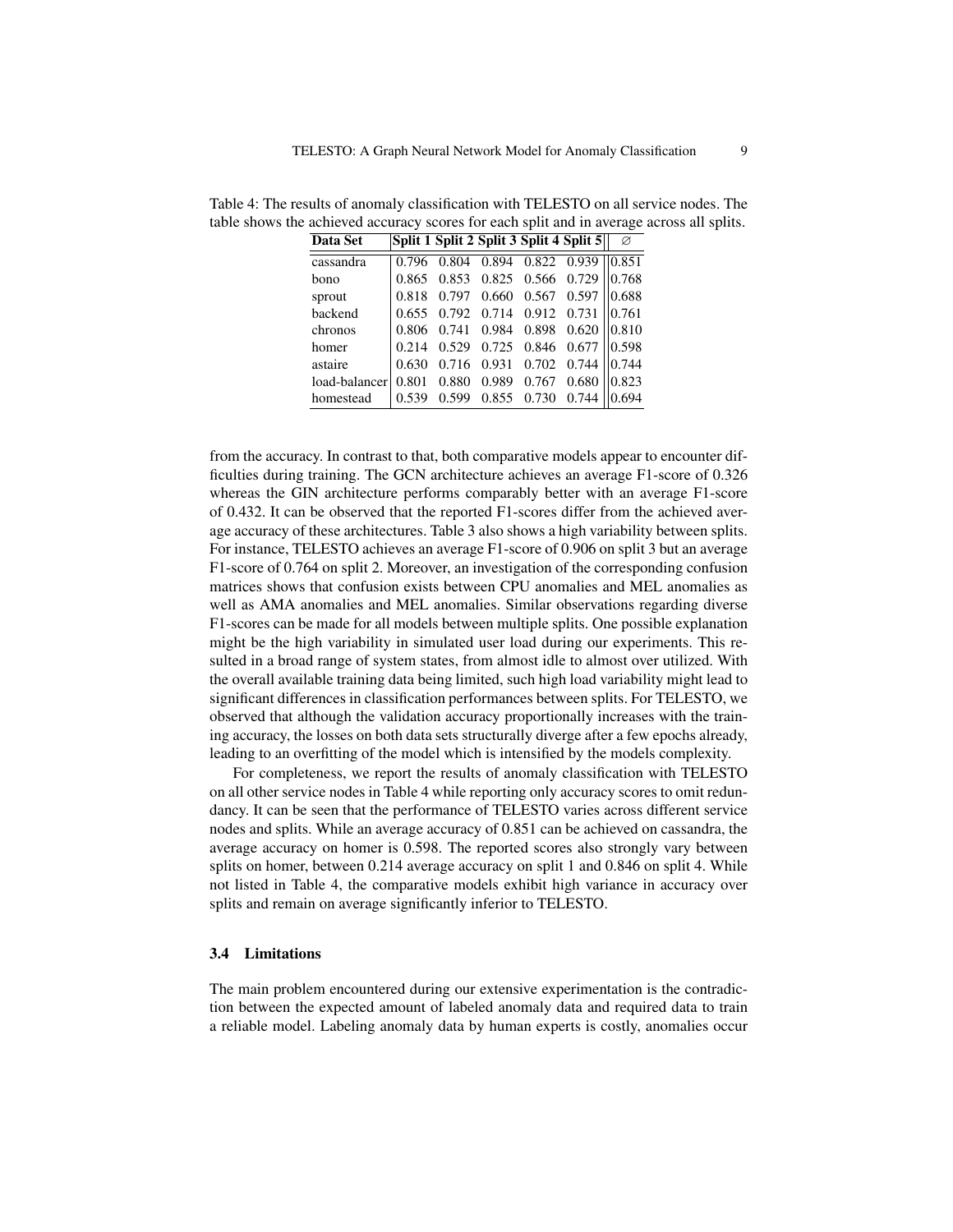Table 4: The results of anomaly classification with TELESTO on all service nodes. The table shows the achieved accuracy scores for each split and in average across all splits.

| Data Set | Split 1 | Split 2 | Split 3 | Split 4 | Split 5 | ∅ |
|---|---|---|---|---|---|---|
| cassandra | 0.796 | 0.804 | 0.894 | 0.822 | 0.939 | 0.851 |
| bono | 0.865 | 0.853 | 0.825 | 0.566 | 0.729 | 0.768 |
| sprout | 0.818 | 0.797 | 0.660 | 0.567 | 0.597 | 0.688 |
| backend | 0.655 | 0.792 | 0.714 | 0.912 | 0.731 | 0.761 |
| chronos | 0.806 | 0.741 | 0.984 | 0.898 | 0.620 | 0.810 |
| homer | 0.214 | 0.529 | 0.725 | 0.846 | 0.677 | 0.598 |
| astaire | 0.630 | 0.716 | 0.931 | 0.702 | 0.744 | 0.744 |
| load-balancer | 0.801 | 0.880 | 0.989 | 0.767 | 0.680 | 0.823 |
| homestead | 0.539 | 0.599 | 0.855 | 0.730 | 0.744 | 0.694 |

from the accuracy. In contrast to that, both comparative models appear to encounter difficulties during training. The GCN architecture achieves an average F1-score of 0.326 whereas the GIN architecture performs comparably better with an average F1-score of 0.432. It can be observed that the reported F1-scores differ from the achieved average accuracy of these architectures. Table 3 also shows a high variability between splits. For instance, TELESTO achieves an average F1-score of 0.906 on split 3 but an average F1-score of 0.764 on split 2. Moreover, an investigation of the corresponding confusion matrices shows that confusion exists between CPU anomalies and MEL anomalies as well as AMA anomalies and MEL anomalies. Similar observations regarding diverse F1-scores can be made for all models between multiple splits. One possible explanation might be the high variability in simulated user load during our experiments. This resulted in a broad range of system states, from almost idle to almost over utilized. With the overall available training data being limited, such high load variability might lead to significant differences in classification performances between splits. For TELESTO, we observed that although the validation accuracy proportionally increases with the training accuracy, the losses on both data sets structurally diverge after a few epochs already, leading to an overfitting of the model which is intensified by the models complexity.

For completeness, we report the results of anomaly classification with TELESTO on all other service nodes in Table 4 while reporting only accuracy scores to omit redundancy. It can be seen that the performance of TELESTO varies across different service nodes and splits. While an average accuracy of 0.851 can be achieved on cassandra, the average accuracy on homer is 0.598. The reported scores also strongly vary between splits on homer, between 0.214 average accuracy on split 1 and 0.846 on split 4. While not listed in Table 4, the comparative models exhibit high variance in accuracy over splits and remain on average significantly inferior to TELESTO.

### 3.4 Limitations

The main problem encountered during our extensive experimentation is the contradiction between the expected amount of labeled anomaly data and required data to train a reliable model. Labeling anomaly data by human experts is costly, anomalies occur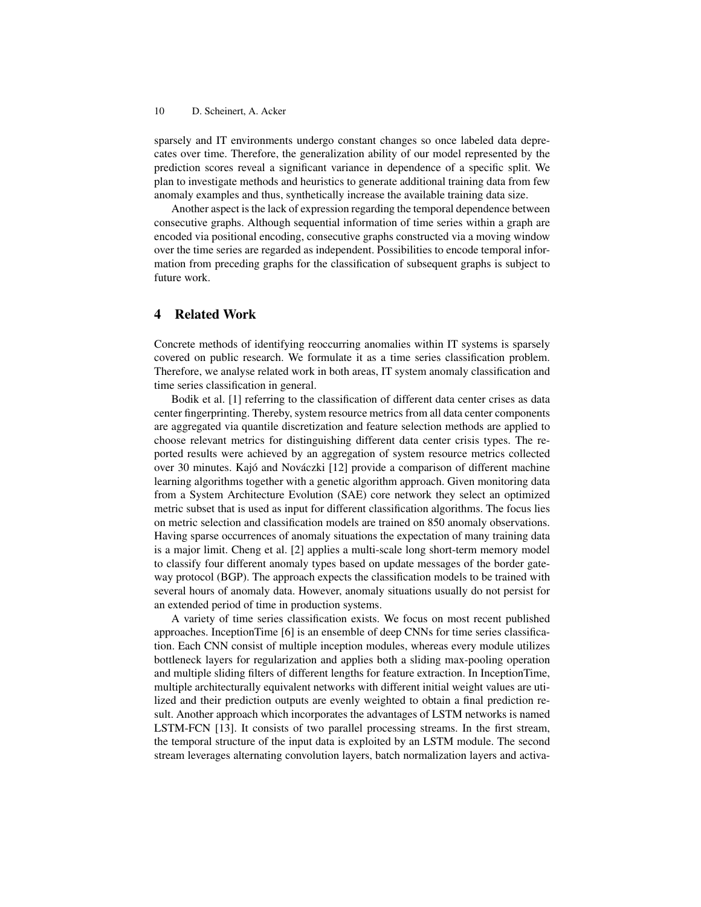sparsely and IT environments undergo constant changes so once labeled data deprecates over time. Therefore, the generalization ability of our model represented by the prediction scores reveal a significant variance in dependence of a specific split. We plan to investigate methods and heuristics to generate additional training data from few anomaly examples and thus, synthetically increase the available training data size.

Another aspect is the lack of expression regarding the temporal dependence between consecutive graphs. Although sequential information of time series within a graph are encoded via positional encoding, consecutive graphs constructed via a moving window over the time series are regarded as independent. Possibilities to encode temporal information from preceding graphs for the classification of subsequent graphs is subject to future work.

## 4 Related Work

Concrete methods of identifying reoccurring anomalies within IT systems is sparsely covered on public research. We formulate it as a time series classification problem. Therefore, we analyse related work in both areas, IT system anomaly classification and time series classification in general.

Bodik et al. [1] referring to the classification of different data center crises as data center fingerprinting. Thereby, system resource metrics from all data center components are aggregated via quantile discretization and feature selection methods are applied to choose relevant metrics for distinguishing different data center crisis types. The reported results were achieved by an aggregation of system resource metrics collected over 30 minutes. Kajó and Nováczki [12] provide a comparison of different machine learning algorithms together with a genetic algorithm approach. Given monitoring data from a System Architecture Evolution (SAE) core network they select an optimized metric subset that is used as input for different classification algorithms. The focus lies on metric selection and classification models are trained on 850 anomaly observations. Having sparse occurrences of anomaly situations the expectation of many training data is a major limit. Cheng et al. [2] applies a multi-scale long short-term memory model to classify four different anomaly types based on update messages of the border gateway protocol (BGP). The approach expects the classification models to be trained with several hours of anomaly data. However, anomaly situations usually do not persist for an extended period of time in production systems.

A variety of time series classification exists. We focus on most recent published approaches. InceptionTime [6] is an ensemble of deep CNNs for time series classification. Each CNN consist of multiple inception modules, whereas every module utilizes bottleneck layers for regularization and applies both a sliding max-pooling operation and multiple sliding filters of different lengths for feature extraction. In InceptionTime, multiple architecturally equivalent networks with different initial weight values are utilized and their prediction outputs are evenly weighted to obtain a final prediction result. Another approach which incorporates the advantages of LSTM networks is named LSTM-FCN [13]. It consists of two parallel processing streams. In the first stream, the temporal structure of the input data is exploited by an LSTM module. The second stream leverages alternating convolution layers, batch normalization layers and activa-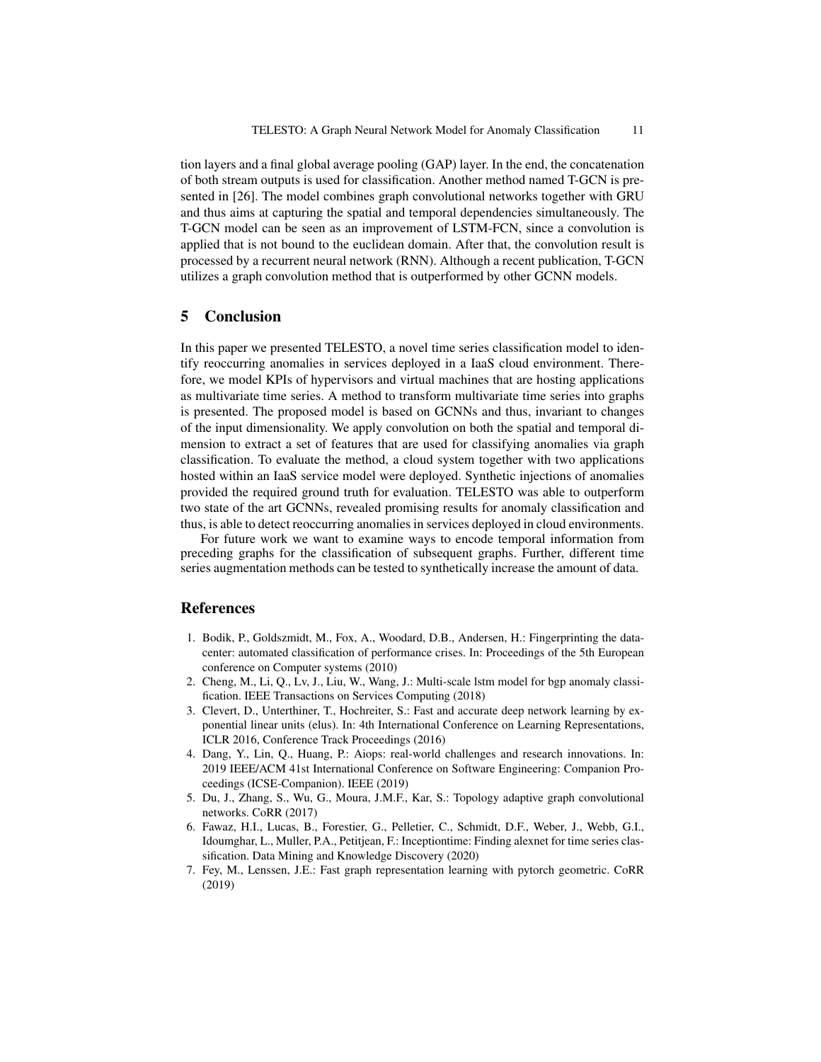tion layers and a final global average pooling (GAP) layer. In the end, the concatenation of both stream outputs is used for classification. Another method named T-GCN is presented in [26]. The model combines graph convolutional networks together with GRU and thus aims at capturing the spatial and temporal dependencies simultaneously. The T-GCN model can be seen as an improvement of LSTM-FCN, since a convolution is applied that is not bound to the euclidean domain. After that, the convolution result is processed by a recurrent neural network (RNN). Although a recent publication, T-GCN utilizes a graph convolution method that is outperformed by other GCNN models.

## 5 Conclusion

In this paper we presented TELESTO, a novel time series classification model to identify reoccurring anomalies in services deployed in a IaaS cloud environment. Therefore, we model KPIs of hypervisors and virtual machines that are hosting applications as multivariate time series. A method to transform multivariate time series into graphs is presented. The proposed model is based on GCNNs and thus, invariant to changes of the input dimensionality. We apply convolution on both the spatial and temporal dimension to extract a set of features that are used for classifying anomalies via graph classification. To evaluate the method, a cloud system together with two applications hosted within an IaaS service model were deployed. Synthetic injections of anomalies provided the required ground truth for evaluation. TELESTO was able to outperform two state of the art GCNNs, revealed promising results for anomaly classification and thus, is able to detect reoccurring anomalies in services deployed in cloud environments.

For future work we want to examine ways to encode temporal information from preceding graphs for the classification of subsequent graphs. Further, different time series augmentation methods can be tested to synthetically increase the amount of data.

## References

1. Bodik, P., Goldszmidt, M., Fox, A., Woodard, D.B., Andersen, H.: Fingerprinting the datacenter: automated classification of performance crises. In: Proceedings of the 5th European conference on Computer systems (2010)
2. Cheng, M., Li, Q., Lv, J., Liu, W., Wang, J.: Multi-scale lstm model for bgp anomaly classification. IEEE Transactions on Services Computing (2018)
3. Clevert, D., Unterthiner, T., Hochreiter, S.: Fast and accurate deep network learning by exponential linear units (elus). In: 4th International Conference on Learning Representations, ICLR 2016, Conference Track Proceedings (2016)
4. Dang, Y., Lin, Q., Huang, P.: Aiops: real-world challenges and research innovations. In: 2019 IEEE/ACM 41st International Conference on Software Engineering: Companion Proceedings (ICSE-Companion). IEEE (2019)
5. Du, J., Zhang, S., Wu, G., Moura, J.M.F., Kar, S.: Topology adaptive graph convolutional networks. CoRR (2017)
6. Fawaz, H.I., Lucas, B., Forestier, G., Pelletier, C., Schmidt, D.F., Weber, J., Webb, G.I., Idoumghar, L., Muller, P.A., Petitjean, F.: Inceptiontime: Finding alexnet for time series classification. Data Mining and Knowledge Discovery (2020)
7. Fey, M., Lenssen, J.E.: Fast graph representation learning with pytorch geometric. CoRR (2019)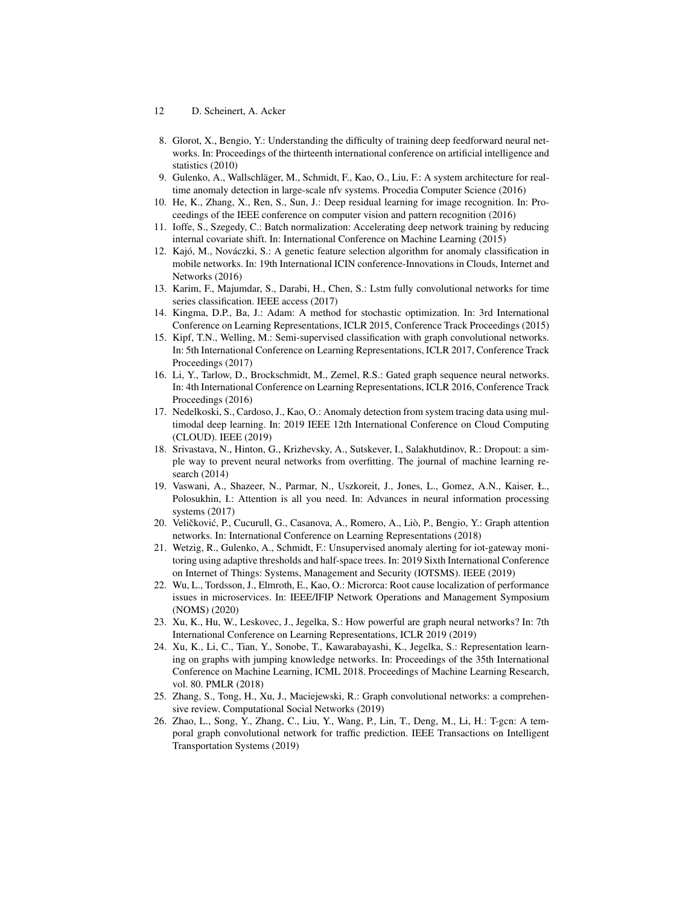8. Glorot, X., Bengio, Y.: Understanding the difficulty of training deep feedforward neural networks. In: Proceedings of the thirteenth international conference on artificial intelligence and statistics (2010)
9. Gulenko, A., Wallschläger, M., Schmidt, F., Kao, O., Liu, F.: A system architecture for real-time anomaly detection in large-scale nfv systems. Procedia Computer Science (2016)
10. He, K., Zhang, X., Ren, S., Sun, J.: Deep residual learning for image recognition. In: Proceedings of the IEEE conference on computer vision and pattern recognition (2016)
11. Ioffe, S., Szegedy, C.: Batch normalization: Accelerating deep network training by reducing internal covariate shift. In: International Conference on Machine Learning (2015)
12. Kajó, M., Nováczki, S.: A genetic feature selection algorithm for anomaly classification in mobile networks. In: 19th International ICIN conference-Innovations in Clouds, Internet and Networks (2016)
13. Karim, F., Majumdar, S., Darabi, H., Chen, S.: Lstm fully convolutional networks for time series classification. IEEE access (2017)
14. Kingma, D.P., Ba, J.: Adam: A method for stochastic optimization. In: 3rd International Conference on Learning Representations, ICLR 2015, Conference Track Proceedings (2015)
15. Kipf, T.N., Welling, M.: Semi-supervised classification with graph convolutional networks. In: 5th International Conference on Learning Representations, ICLR 2017, Conference Track Proceedings (2017)
16. Li, Y., Tarlow, D., Brockschmidt, M., Zemel, R.S.: Gated graph sequence neural networks. In: 4th International Conference on Learning Representations, ICLR 2016, Conference Track Proceedings (2016)
17. Nedelkoski, S., Cardoso, J., Kao, O.: Anomaly detection from system tracing data using multimodal deep learning. In: 2019 IEEE 12th International Conference on Cloud Computing (CLOUD). IEEE (2019)
18. Srivastava, N., Hinton, G., Krizhevsky, A., Sutskever, I., Salakhutdinov, R.: Dropout: a simple way to prevent neural networks from overfitting. The journal of machine learning research (2014)
19. Vaswani, A., Shazeer, N., Parmar, N., Uszkoreit, J., Jones, L., Gomez, A.N., Kaiser, Ł., Polosukhin, I.: Attention is all you need. In: Advances in neural information processing systems (2017)
20. Veličković, P., Cucurull, G., Casanova, A., Romero, A., Liò, P., Bengio, Y.: Graph attention networks. In: International Conference on Learning Representations (2018)
21. Wetzig, R., Gulenko, A., Schmidt, F.: Unsupervised anomaly alerting for iot-gateway monitoring using adaptive thresholds and half-space trees. In: 2019 Sixth International Conference on Internet of Things: Systems, Management and Security (IOTSMS). IEEE (2019)
22. Wu, L., Tordsson, J., Elmroth, E., Kao, O.: Microrca: Root cause localization of performance issues in microservices. In: IEEE/IFIP Network Operations and Management Symposium (NOMS) (2020)
23. Xu, K., Hu, W., Leskovec, J., Jegelka, S.: How powerful are graph neural networks? In: 7th International Conference on Learning Representations, ICLR 2019 (2019)
24. Xu, K., Li, C., Tian, Y., Sonobe, T., Kawarabayashi, K., Jegelka, S.: Representation learning on graphs with jumping knowledge networks. In: Proceedings of the 35th International Conference on Machine Learning, ICML 2018. Proceedings of Machine Learning Research, vol. 80. PMLR (2018)
25. Zhang, S., Tong, H., Xu, J., Maciejewski, R.: Graph convolutional networks: a comprehensive review. Computational Social Networks (2019)
26. Zhao, L., Song, Y., Zhang, C., Liu, Y., Wang, P., Lin, T., Deng, M., Li, H.: T-gcn: A temporal graph convolutional network for traffic prediction. IEEE Transactions on Intelligent Transportation Systems (2019)